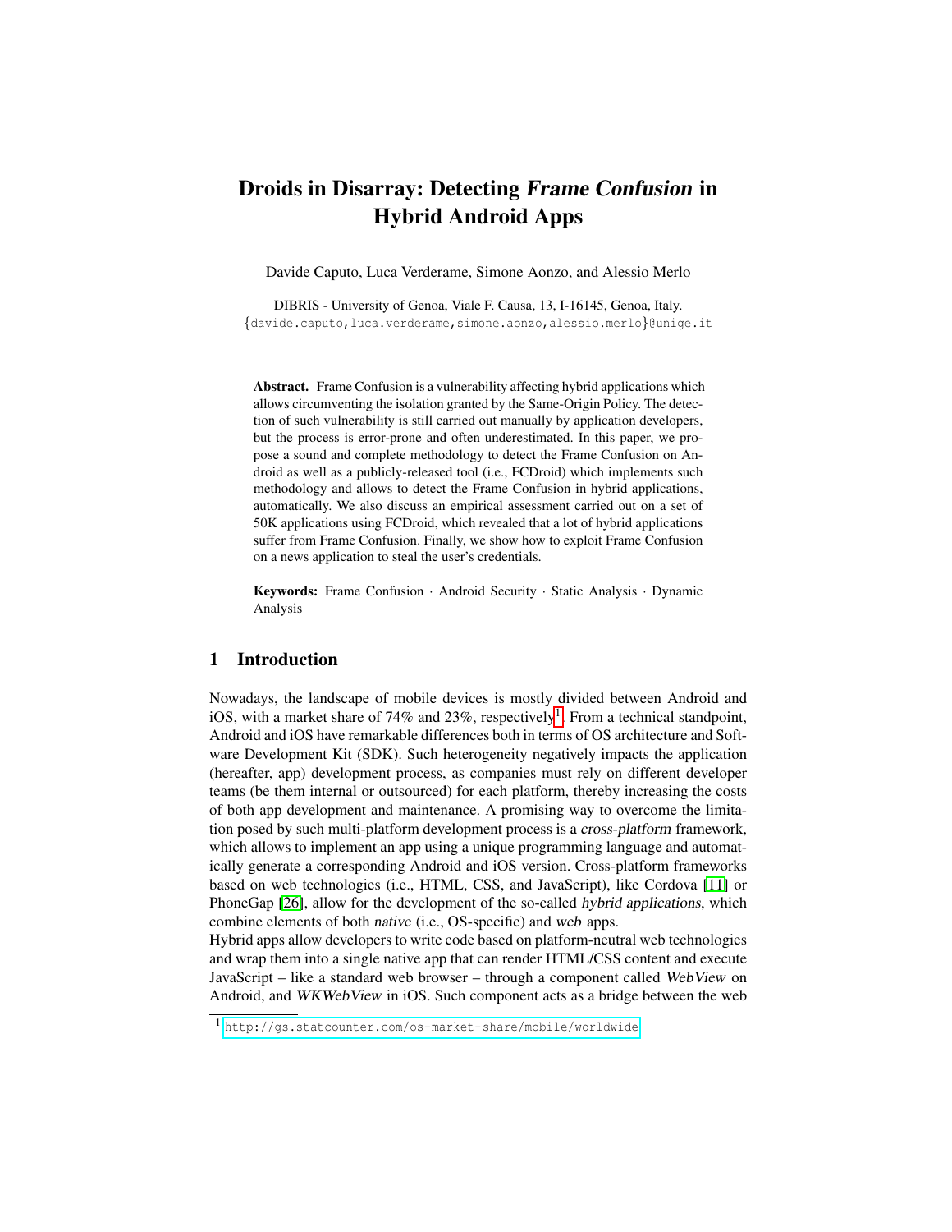# Droids in Disarray: Detecting *Frame Confusion* in Hybrid Android Apps

Davide Caputo, Luca Verderame, Simone Aonzo, and Alessio Merlo

DIBRIS - University of Genoa, Viale F. Causa, 13, I-16145, Genoa, Italy.
{davide.caputo,luca.verderame,simone.aonzo,alessio.merlo}@unige.it

**Abstract.** Frame Confusion is a vulnerability affecting hybrid applications which allows circumventing the isolation granted by the Same-Origin Policy. The detection of such vulnerability is still carried out manually by application developers, but the process is error-prone and often underestimated. In this paper, we propose a sound and complete methodology to detect the Frame Confusion on Android as well as a publicly-released tool (i.e., FCDroid) which implements such methodology and allows to detect the Frame Confusion in hybrid applications, automatically. We also discuss an empirical assessment carried out on a set of 50K applications using FCDroid, which revealed that a lot of hybrid applications suffer from Frame Confusion. Finally, we show how to exploit Frame Confusion on a news application to steal the user's credentials.

**Keywords:** Frame Confusion · Android Security · Static Analysis · Dynamic Analysis

## 1 Introduction

Nowadays, the landscape of mobile devices is mostly divided between Android and iOS, with a market share of 74% and 23%, respectively[1]. From a technical standpoint, Android and iOS have remarkable differences both in terms of OS architecture and Software Development Kit (SDK). Such heterogeneity negatively impacts the application (hereafter, app) development process, as companies must rely on different developer teams (be them internal or outsourced) for each platform, thereby increasing the costs of both app development and maintenance. A promising way to overcome the limitation posed by such multi-platform development process is a *cross-platform* framework, which allows to implement an app using a unique programming language and automatically generate a corresponding Android and iOS version. Cross-platform frameworks based on web technologies (i.e., HTML, CSS, and JavaScript), like Cordova [11] or PhoneGap [26], allow for the development of the so-called *hybrid applications*, which combine elements of both *native* (i.e., OS-specific) and *web* apps.

Hybrid apps allow developers to write code based on platform-neutral web technologies and wrap them into a single native app that can render HTML/CSS content and execute JavaScript – like a standard web browser – through a component called *WebView* on Android, and *WKWebView* in iOS. Such component acts as a bridge between the web

[1] http://gs.statcounter.com/os-market-share/mobile/worldwide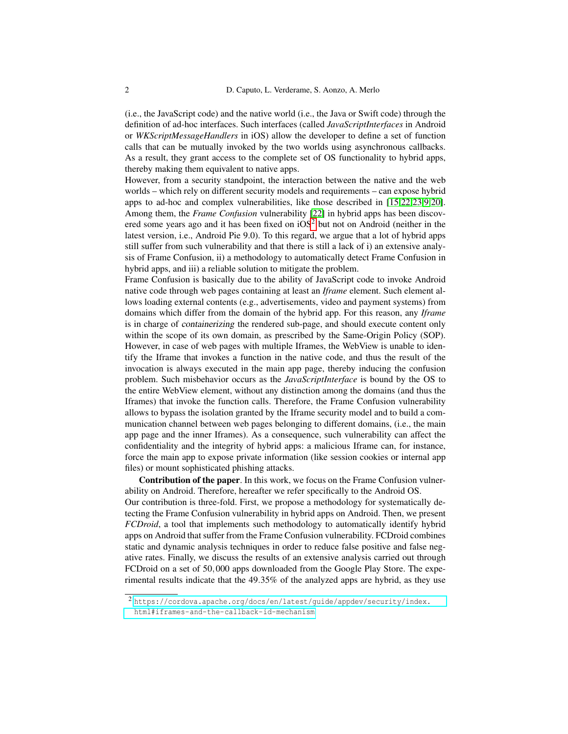(i.e., the JavaScript code) and the native world (i.e., the Java or Swift code) through the definition of ad-hoc interfaces. Such interfaces (called *JavaScriptInterfaces* in Android or *WKScriptMessageHandlers* in iOS) allow the developer to define a set of function calls that can be mutually invoked by the two worlds using asynchronous callbacks. As a result, they grant access to the complete set of OS functionality to hybrid apps, thereby making them equivalent to native apps.

However, from a security standpoint, the interaction between the native and the web worlds – which rely on different security models and requirements – can expose hybrid apps to ad-hoc and complex vulnerabilities, like those described in [15,22,23,9,20]. Among them, the *Frame Confusion* vulnerability [22] in hybrid apps has been discovered some years ago and it has been fixed on iOS[2] but not on Android (neither in the latest version, i.e., Android Pie 9.0). To this regard, we argue that a lot of hybrid apps still suffer from such vulnerability and that there is still a lack of i) an extensive analysis of Frame Confusion, ii) a methodology to automatically detect Frame Confusion in hybrid apps, and iii) a reliable solution to mitigate the problem.

Frame Confusion is basically due to the ability of JavaScript code to invoke Android native code through web pages containing at least an *Iframe* element. Such element allows loading external contents (e.g., advertisements, video and payment systems) from domains which differ from the domain of the hybrid app. For this reason, any *Iframe* is in charge of containerizing the rendered sub-page, and should execute content only within the scope of its own domain, as prescribed by the Same-Origin Policy (SOP). However, in case of web pages with multiple Iframes, the WebView is unable to identify the Iframe that invokes a function in the native code, and thus the result of the invocation is always executed in the main app page, thereby inducing the confusion problem. Such misbehavior occurs as the *JavaScriptInterface* is bound by the OS to the entire WebView element, without any distinction among the domains (and thus the Iframes) that invoke the function calls. Therefore, the Frame Confusion vulnerability allows to bypass the isolation granted by the Iframe security model and to build a communication channel between web pages belonging to different domains, (i.e., the main app page and the inner Iframes). As a consequence, such vulnerability can affect the confidentiality and the integrity of hybrid apps: a malicious Iframe can, for instance, force the main app to expose private information (like session cookies or internal app files) or mount sophisticated phishing attacks.

**Contribution of the paper**. In this work, we focus on the Frame Confusion vulnerability on Android. Therefore, hereafter we refer specifically to the Android OS.

Our contribution is three-fold. First, we propose a methodology for systematically detecting the Frame Confusion vulnerability in hybrid apps on Android. Then, we present *FCDroid*, a tool that implements such methodology to automatically identify hybrid apps on Android that suffer from the Frame Confusion vulnerability. FCDroid combines static and dynamic analysis techniques in order to reduce false positive and false negative rates. Finally, we discuss the results of an extensive analysis carried out through FCDroid on a set of 50,000 apps downloaded from the Google Play Store. The experimental results indicate that the 49.35% of the analyzed apps are hybrid, as they use

[2] https://cordova.apache.org/docs/en/latest/guide/appdev/security/index.html#iframes-and-the-callback-id-mechanism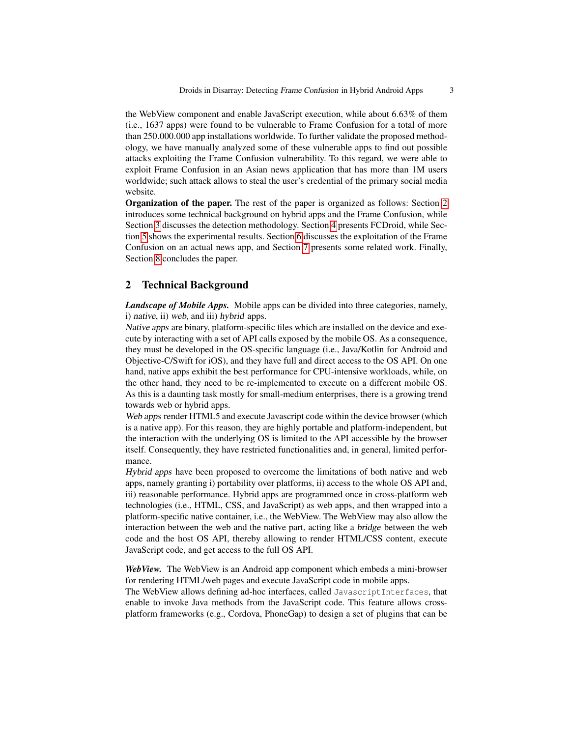the WebView component and enable JavaScript execution, while about 6.63% of them (i.e., 1637 apps) were found to be vulnerable to Frame Confusion for a total of more than 250.000.000 app installations worldwide. To further validate the proposed methodology, we have manually analyzed some of these vulnerable apps to find out possible attacks exploiting the Frame Confusion vulnerability. To this regard, we were able to exploit Frame Confusion in an Asian news application that has more than 1M users worldwide; such attack allows to steal the user's credential of the primary social media website.

**Organization of the paper.** The rest of the paper is organized as follows: Section 2 introduces some technical background on hybrid apps and the Frame Confusion, while Section 3 discusses the detection methodology. Section 4 presents FCDroid, while Section 5 shows the experimental results. Section 6 discusses the exploitation of the Frame Confusion on an actual news app, and Section 7 presents some related work. Finally, Section 8 concludes the paper.

## 2 Technical Background

***Landscape of Mobile Apps.*** Mobile apps can be divided into three categories, namely, i) *native*, ii) *web*, and iii) *hybrid* apps.

*Native apps* are binary, platform-specific files which are installed on the device and execute by interacting with a set of API calls exposed by the mobile OS. As a consequence, they must be developed in the OS-specific language (i.e., Java/Kotlin for Android and Objective-C/Swift for iOS), and they have full and direct access to the OS API. On one hand, native apps exhibit the best performance for CPU-intensive workloads, while, on the other hand, they need to be re-implemented to execute on a different mobile OS. As this is a daunting task mostly for small-medium enterprises, there is a growing trend towards web or hybrid apps.

*Web apps* render HTML5 and execute Javascript code within the device browser (which is a native app). For this reason, they are highly portable and platform-independent, but the interaction with the underlying OS is limited to the API accessible by the browser itself. Consequently, they have restricted functionalities and, in general, limited performance.

*Hybrid apps* have been proposed to overcome the limitations of both native and web apps, namely granting i) portability over platforms, ii) access to the whole OS API and, iii) reasonable performance. Hybrid apps are programmed once in cross-platform web technologies (i.e., HTML, CSS, and JavaScript) as web apps, and then wrapped into a platform-specific native container, i.e., the WebView. The WebView may also allow the interaction between the web and the native part, acting like a *bridge* between the web code and the host OS API, thereby allowing to render HTML/CSS content, execute JavaScript code, and get access to the full OS API.

***WebView.*** The WebView is an Android app component which embeds a mini-browser for rendering HTML/web pages and execute JavaScript code in mobile apps.

The WebView allows defining ad-hoc interfaces, called `JavascriptInterfaces`, that enable to invoke Java methods from the JavaScript code. This feature allows cross-platform frameworks (e.g., Cordova, PhoneGap) to design a set of plugins that can be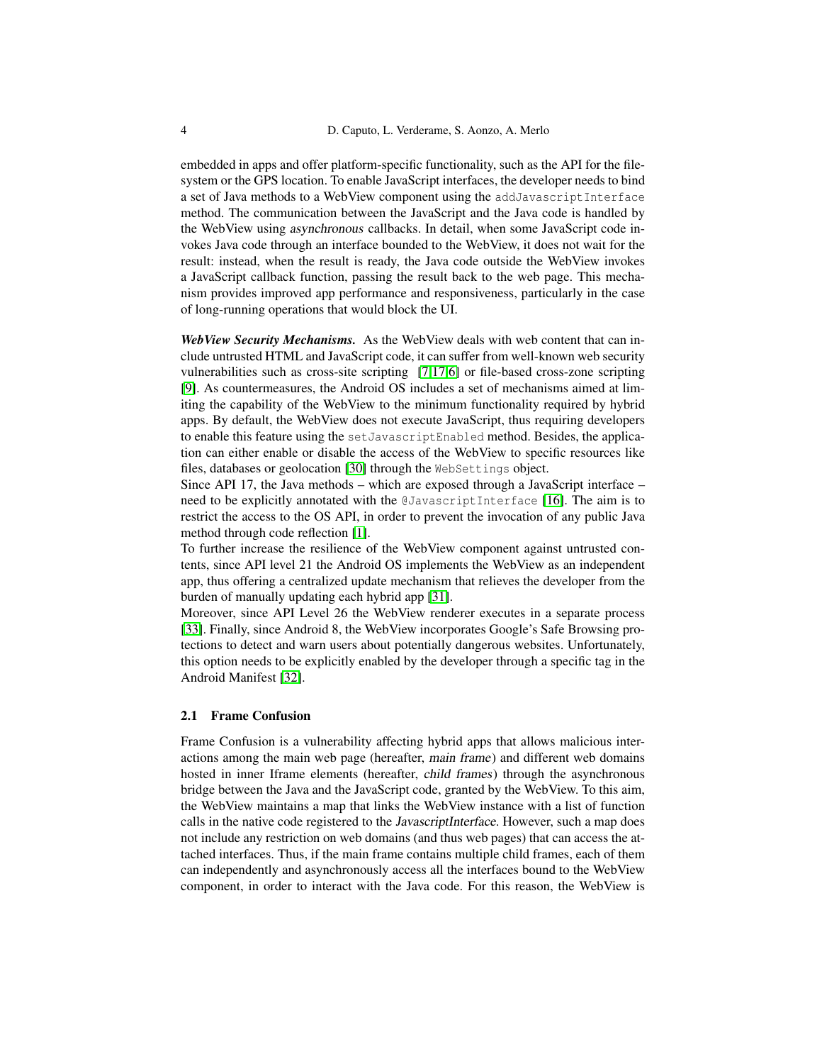embedded in apps and offer platform-specific functionality, such as the API for the file-system or the GPS location. To enable JavaScript interfaces, the developer needs to bind a set of Java methods to a WebView component using the `addJavascriptInterface` method. The communication between the JavaScript and the Java code is handled by the WebView using *asynchronous* callbacks. In detail, when some JavaScript code invokes Java code through an interface bounded to the WebView, it does not wait for the result: instead, when the result is ready, the Java code outside the WebView invokes a JavaScript callback function, passing the result back to the web page. This mechanism provides improved app performance and responsiveness, particularly in the case of long-running operations that would block the UI.

***WebView Security Mechanisms.*** As the WebView deals with web content that can include untrusted HTML and JavaScript code, it can suffer from well-known web security vulnerabilities such as cross-site scripting [7,17,6] or file-based cross-zone scripting [9]. As countermeasures, the Android OS includes a set of mechanisms aimed at limiting the capability of the WebView to the minimum functionality required by hybrid apps. By default, the WebView does not execute JavaScript, thus requiring developers to enable this feature using the `setJavascriptEnabled` method. Besides, the application can either enable or disable the access of the WebView to specific resources like files, databases or geolocation [30] through the `WebSettings` object.
Since API 17, the Java methods – which are exposed through a JavaScript interface – need to be explicitly annotated with the `@JavascriptInterface` [16]. The aim is to restrict the access to the OS API, in order to prevent the invocation of any public Java method through code reflection [1].
To further increase the resilience of the WebView component against untrusted contents, since API level 21 the Android OS implements the WebView as an independent app, thus offering a centralized update mechanism that relieves the developer from the burden of manually updating each hybrid app [31].
Moreover, since API Level 26 the WebView renderer executes in a separate process [33]. Finally, since Android 8, the WebView incorporates Google's Safe Browsing protections to detect and warn users about potentially dangerous websites. Unfortunately, this option needs to be explicitly enabled by the developer through a specific tag in the Android Manifest [32].

### 2.1 Frame Confusion

Frame Confusion is a vulnerability affecting hybrid apps that allows malicious interactions among the main web page (hereafter, *main frame*) and different web domains hosted in inner Iframe elements (hereafter, *child frames*) through the asynchronous bridge between the Java and the JavaScript code, granted by the WebView. To this aim, the WebView maintains a map that links the WebView instance with a list of function calls in the native code registered to the *JavascriptInterface*. However, such a map does not include any restriction on web domains (and thus web pages) that can access the attached interfaces. Thus, if the main frame contains multiple child frames, each of them can independently and asynchronously access all the interfaces bound to the WebView component, in order to interact with the Java code. For this reason, the WebView is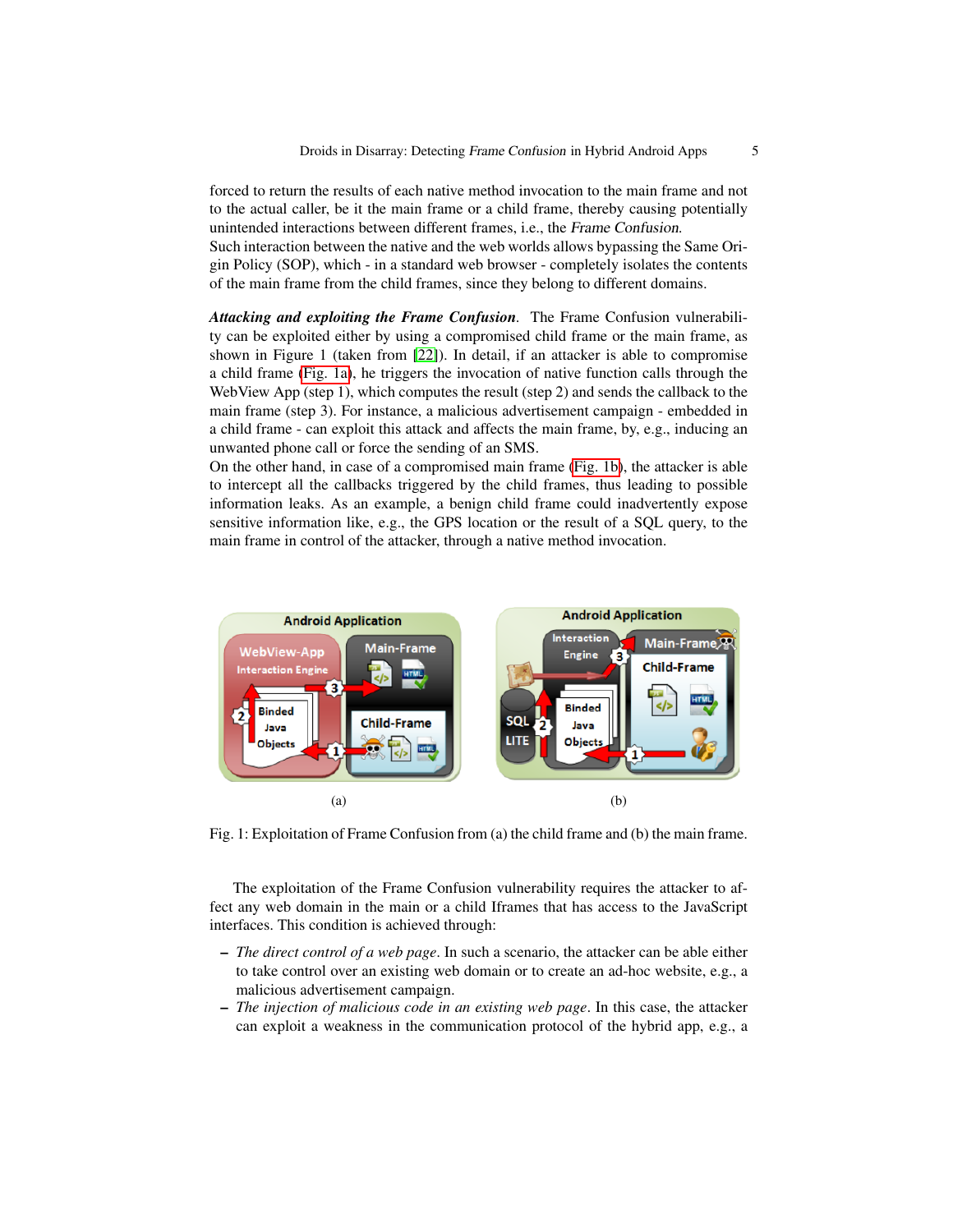forced to return the results of each native method invocation to the main frame and not to the actual caller, be it the main frame or a child frame, thereby causing potentially unintended interactions between different frames, i.e., the *Frame Confusion*.
Such interaction between the native and the web worlds allows bypassing the Same Origin Policy (SOP), which - in a standard web browser - completely isolates the contents of the main frame from the child frames, since they belong to different domains.

***Attacking and exploiting the Frame Confusion.*** The Frame Confusion vulnerability can be exploited either by using a compromised child frame or the main frame, as shown in Figure 1 (taken from [22]). In detail, if an attacker is able to compromise a child frame (Fig. 1a), he triggers the invocation of native function calls through the WebView App (step 1), which computes the result (step 2) and sends the callback to the main frame (step 3). For instance, a malicious advertisement campaign - embedded in a child frame - can exploit this attack and affects the main frame, by, e.g., inducing an unwanted phone call or force the sending of an SMS.
On the other hand, in case of a compromised main frame (Fig. 1b), the attacker is able to intercept all the callbacks triggered by the child frames, thus leading to possible information leaks. As an example, a benign child frame could inadvertently expose sensitive information like, e.g., the GPS location or the result of a SQL query, to the main frame in control of the attacker, through a native method invocation.

(a) (b)

Fig. 1: Exploitation of Frame Confusion from (a) the child frame and (b) the main frame.

The exploitation of the Frame Confusion vulnerability requires the attacker to affect any web domain in the main or a child Iframes that has access to the JavaScript interfaces. This condition is achieved through:

- *The direct control of a web page*. In such a scenario, the attacker can be able either to take control over an existing web domain or to create an ad-hoc website, e.g., a malicious advertisement campaign.
- *The injection of malicious code in an existing web page*. In this case, the attacker can exploit a weakness in the communication protocol of the hybrid app, e.g., a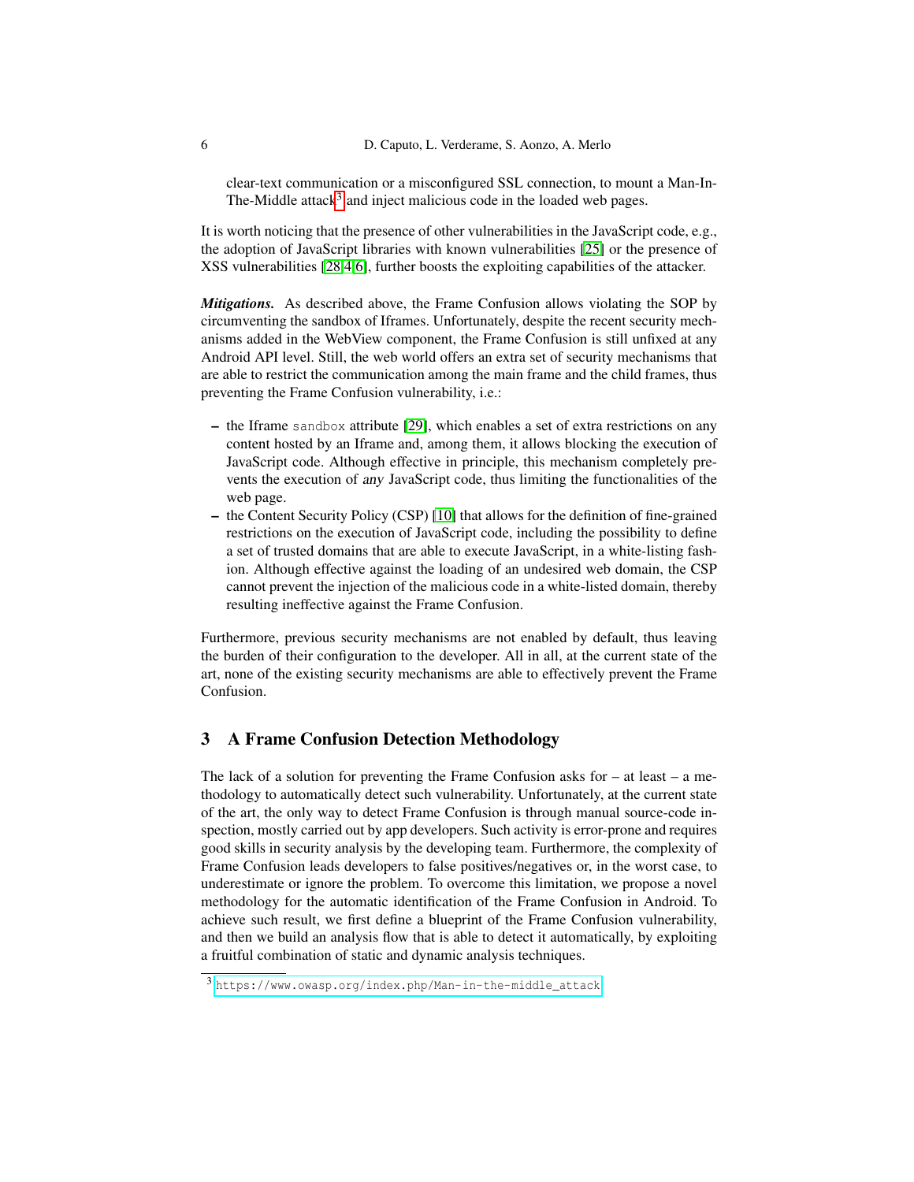clear-text communication or a misconfigured SSL connection, to mount a Man-In-The-Middle attack[3] and inject malicious code in the loaded web pages.

It is worth noticing that the presence of other vulnerabilities in the JavaScript code, e.g., the adoption of JavaScript libraries with known vulnerabilities [25] or the presence of XSS vulnerabilities [28,4,6], further boosts the exploiting capabilities of the attacker.

***Mitigations.*** As described above, the Frame Confusion allows violating the SOP by circumventing the sandbox of Iframes. Unfortunately, despite the recent security mechanisms added in the WebView component, the Frame Confusion is still unfixed at any Android API level. Still, the web world offers an extra set of security mechanisms that are able to restrict the communication among the main frame and the child frames, thus preventing the Frame Confusion vulnerability, i.e.:

- the Iframe `sandbox` attribute [29], which enables a set of extra restrictions on any content hosted by an Iframe and, among them, it allows blocking the execution of JavaScript code. Although effective in principle, this mechanism completely prevents the execution of *any* JavaScript code, thus limiting the functionalities of the web page.
- the Content Security Policy (CSP) [10] that allows for the definition of fine-grained restrictions on the execution of JavaScript code, including the possibility to define a set of trusted domains that are able to execute JavaScript, in a white-listing fashion. Although effective against the loading of an undesired web domain, the CSP cannot prevent the injection of the malicious code in a white-listed domain, thereby resulting ineffective against the Frame Confusion.

Furthermore, previous security mechanisms are not enabled by default, thus leaving the burden of their configuration to the developer. All in all, at the current state of the art, none of the existing security mechanisms are able to effectively prevent the Frame Confusion.

## 3 A Frame Confusion Detection Methodology

The lack of a solution for preventing the Frame Confusion asks for – at least – a methodology to automatically detect such vulnerability. Unfortunately, at the current state of the art, the only way to detect Frame Confusion is through manual source-code inspection, mostly carried out by app developers. Such activity is error-prone and requires good skills in security analysis by the developing team. Furthermore, the complexity of Frame Confusion leads developers to false positives/negatives or, in the worst case, to underestimate or ignore the problem. To overcome this limitation, we propose a novel methodology for the automatic identification of the Frame Confusion in Android. To achieve such result, we first define a blueprint of the Frame Confusion vulnerability, and then we build an analysis flow that is able to detect it automatically, by exploiting a fruitful combination of static and dynamic analysis techniques.

[3] https://www.owasp.org/index.php/Man-in-the-middle_attack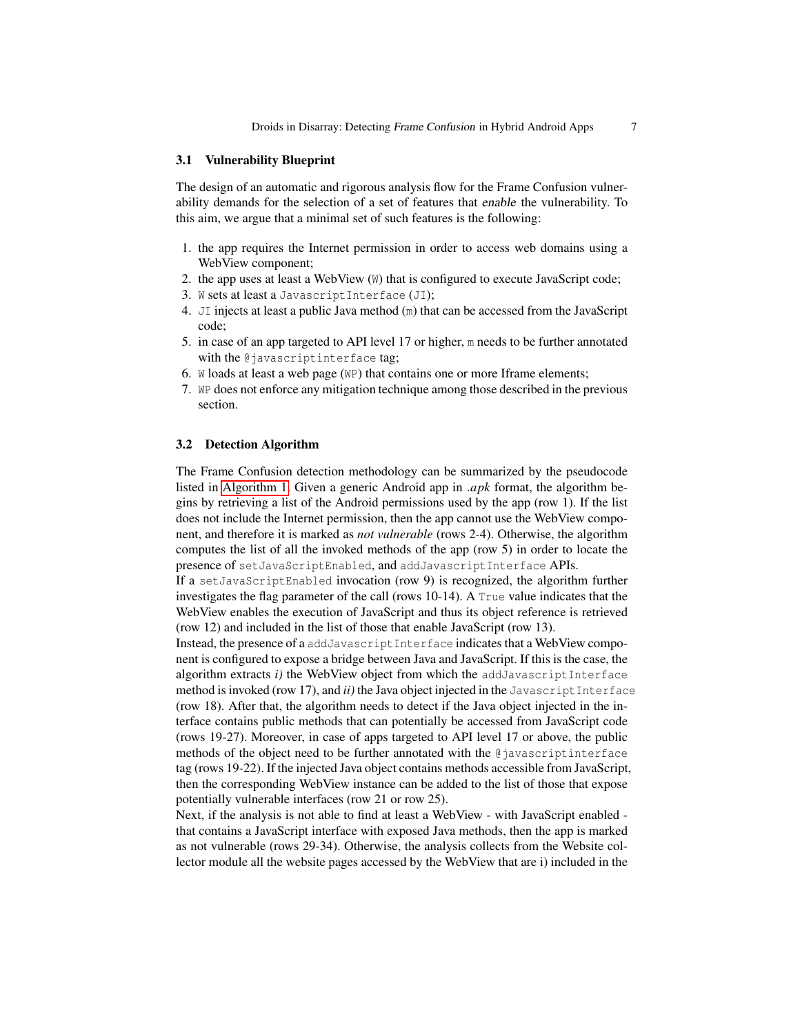### 3.1 Vulnerability Blueprint

The design of an automatic and rigorous analysis flow for the Frame Confusion vulnerability demands for the selection of a set of features that *enable* the vulnerability. To this aim, we argue that a minimal set of such features is the following:

1. the app requires the Internet permission in order to access web domains using a WebView component;
2. the app uses at least a WebView (`W`) that is configured to execute JavaScript code;
3. `W` sets at least a `JavascriptInterface` (`JI`);
4. `JI` injects at least a public Java method (`m`) that can be accessed from the JavaScript code;
5. in case of an app targeted to API level 17 or higher, `m` needs to be further annotated with the `@javascriptinterface` tag;
6. `W` loads at least a web page (`WP`) that contains one or more Iframe elements;
7. `WP` does not enforce any mitigation technique among those described in the previous section.

### 3.2 Detection Algorithm

The Frame Confusion detection methodology can be summarized by the pseudocode listed in Algorithm 1. Given a generic Android app in *.apk* format, the algorithm begins by retrieving a list of the Android permissions used by the app (row 1). If the list does not include the Internet permission, then the app cannot use the WebView component, and therefore it is marked as *not vulnerable* (rows 2-4). Otherwise, the algorithm computes the list of all the invoked methods of the app (row 5) in order to locate the presence of `setJavaScriptEnabled`, and `addJavascriptInterface` APIs.

If a `setJavaScriptEnabled` invocation (row 9) is recognized, the algorithm further investigates the flag parameter of the call (rows 10-14). A `True` value indicates that the WebView enables the execution of JavaScript and thus its object reference is retrieved (row 12) and included in the list of those that enable JavaScript (row 13).

Instead, the presence of a `addJavascriptInterface` indicates that a WebView component is configured to expose a bridge between Java and JavaScript. If this is the case, the algorithm extracts *i)* the WebView object from which the `addJavascriptInterface` method is invoked (row 17), and *ii)* the Java object injected in the `JavascriptInterface` (row 18). After that, the algorithm needs to detect if the Java object injected in the interface contains public methods that can potentially be accessed from JavaScript code (rows 19-27). Moreover, in case of apps targeted to API level 17 or above, the public methods of the object need to be further annotated with the `@javascriptinterface` tag (rows 19-22). If the injected Java object contains methods accessible from JavaScript, then the corresponding WebView instance can be added to the list of those that expose potentially vulnerable interfaces (row 21 or row 25).

Next, if the analysis is not able to find at least a WebView - with JavaScript enabled - that contains a JavaScript interface with exposed Java methods, then the app is marked as not vulnerable (rows 29-34). Otherwise, the analysis collects from the Website collector module all the website pages accessed by the WebView that are i) included in the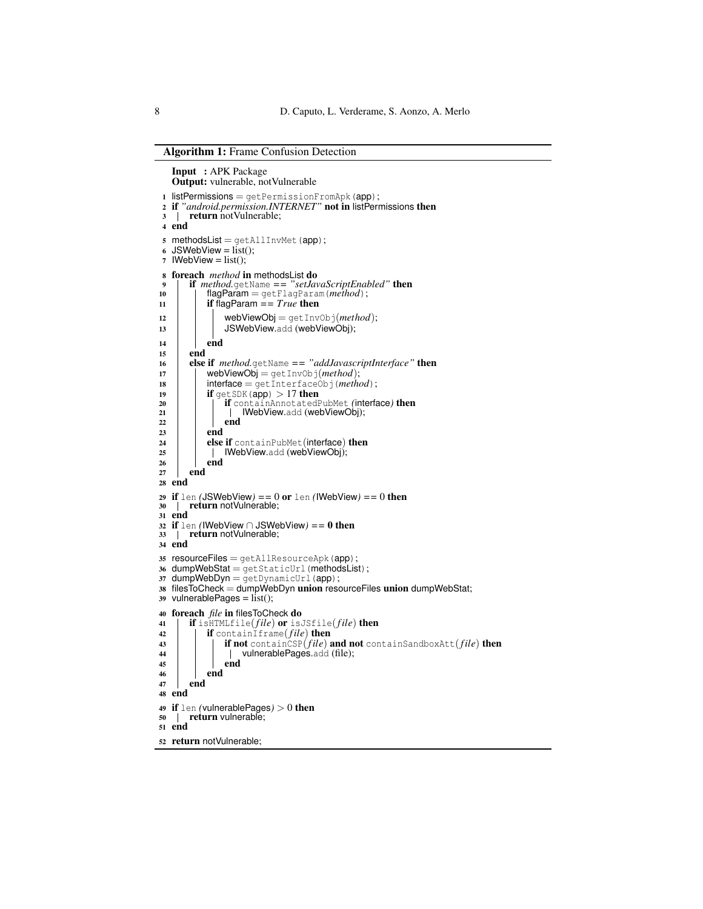**Algorithm 1:** Frame Confusion Detection

```
   Input  : APK Package
   Output: vulnerable, notVulnerable
 1 listPermissions = getPermissionFromApk(app);
 2 if "android.permission.INTERNET" not in listPermissions then
 3 |   return notVulnerable;
 4 end
 5 methodsList = getAllInvMet(app);
 6 JSWebView = list();
 7 IWebView = list();
 8 foreach method in methodsList do
 9 |   if method.getName == "setJavaScriptEnabled" then
10 |   |   flagParam = getFlagParam(method);
11 |   |   if flagParam == True then
12 |   |   |   webViewObj = getInvObj(method);
13 |   |   |   JSWebView.add (webViewObj);
14 |   |   end
15 |   end
16 |   else if method.getName == "addJavascriptInterface" then
17 |   |   webViewObj = getInvObj(method);
18 |   |   interface = getInterfaceObj(method);
19 |   |   if getSDK(app) > 17 then
20 |   |   |   if containAnnotatedPubMet (interface) then
21 |   |   |   |   IWebView.add (webViewObj);
22 |   |   |   end
23 |   |   end
24 |   |   else if containPubMet(interface) then
25 |   |   |   IWebView.add (webViewObj);
26 |   |   end
27 |   end
28 end
29 if len (JSWebView) == 0 or len (IWebView) == 0 then
30 |   return notVulnerable;
31 end
32 if len (IWebView ∩ JSWebView) == 0 then
33 |   return notVulnerable;
34 end
35 resourceFiles = getAllResourceApk(app);
36 dumpWebStat = getStaticUrl(methodsList);
37 dumpWebDyn = getDynamicUrl(app);
38 filesToCheck = dumpWebDyn union resourceFiles union dumpWebStat;
39 vulnerablePages = list();
40 foreach file in filesToCheck do
41 |   if isHTMLfile(file) or isJSfile(file) then
42 |   |   if containIframe(file) then
43 |   |   |   if not containCSP(file) and not containSandboxAtt(file) then
44 |   |   |   |   vulnerablePages.add (file);
45 |   |   |   end
46 |   |   end
47 |   end
48 end
49 if len (vulnerablePages) > 0 then
50 |   return vulnerable;
51 end
52 return notVulnerable;
```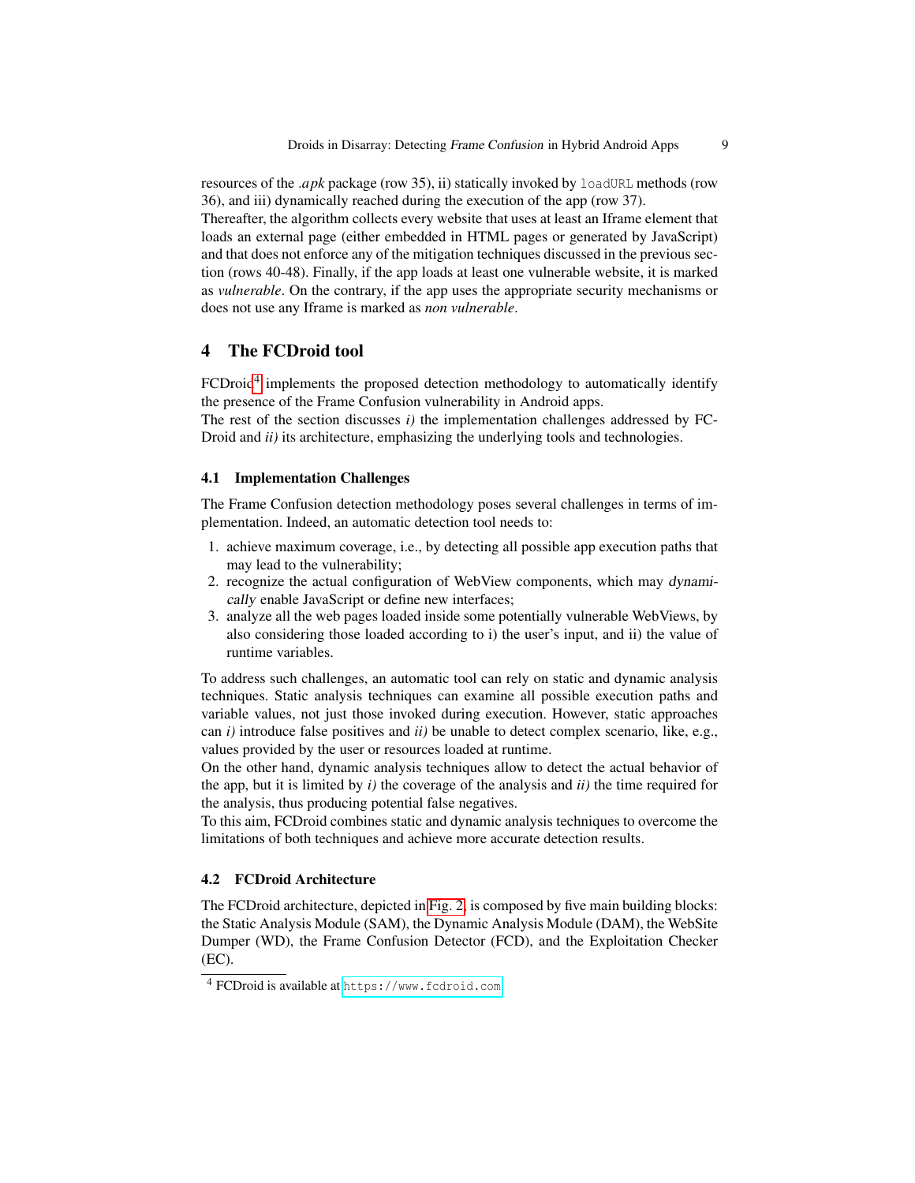resources of the *.apk* package (row 35), ii) statically invoked by `loadURL` methods (row 36), and iii) dynamically reached during the execution of the app (row 37).
Thereafter, the algorithm collects every website that uses at least an Iframe element that loads an external page (either embedded in HTML pages or generated by JavaScript) and that does not enforce any of the mitigation techniques discussed in the previous section (rows 40-48). Finally, if the app loads at least one vulnerable website, it is marked as *vulnerable*. On the contrary, if the app uses the appropriate security mechanisms or does not use any Iframe is marked as *non vulnerable*.

## 4 The FCDroid tool

FCDroid[4] implements the proposed detection methodology to automatically identify the presence of the Frame Confusion vulnerability in Android apps.
The rest of the section discusses *i)* the implementation challenges addressed by FCDroid and *ii)* its architecture, emphasizing the underlying tools and technologies.

### 4.1 Implementation Challenges

The Frame Confusion detection methodology poses several challenges in terms of implementation. Indeed, an automatic detection tool needs to:

1. achieve maximum coverage, i.e., by detecting all possible app execution paths that may lead to the vulnerability;
2. recognize the actual configuration of WebView components, which may *dynamically* enable JavaScript or define new interfaces;
3. analyze all the web pages loaded inside some potentially vulnerable WebViews, by also considering those loaded according to i) the user's input, and ii) the value of runtime variables.

To address such challenges, an automatic tool can rely on static and dynamic analysis techniques. Static analysis techniques can examine all possible execution paths and variable values, not just those invoked during execution. However, static approaches can *i)* introduce false positives and *ii)* be unable to detect complex scenario, like, e.g., values provided by the user or resources loaded at runtime.
On the other hand, dynamic analysis techniques allow to detect the actual behavior of the app, but it is limited by *i)* the coverage of the analysis and *ii)* the time required for the analysis, thus producing potential false negatives.
To this aim, FCDroid combines static and dynamic analysis techniques to overcome the limitations of both techniques and achieve more accurate detection results.

### 4.2 FCDroid Architecture

The FCDroid architecture, depicted in Fig. 2, is composed by five main building blocks: the Static Analysis Module (SAM), the Dynamic Analysis Module (DAM), the WebSite Dumper (WD), the Frame Confusion Detector (FCD), and the Exploitation Checker (EC).

[4] FCDroid is available at https://www.fcdroid.com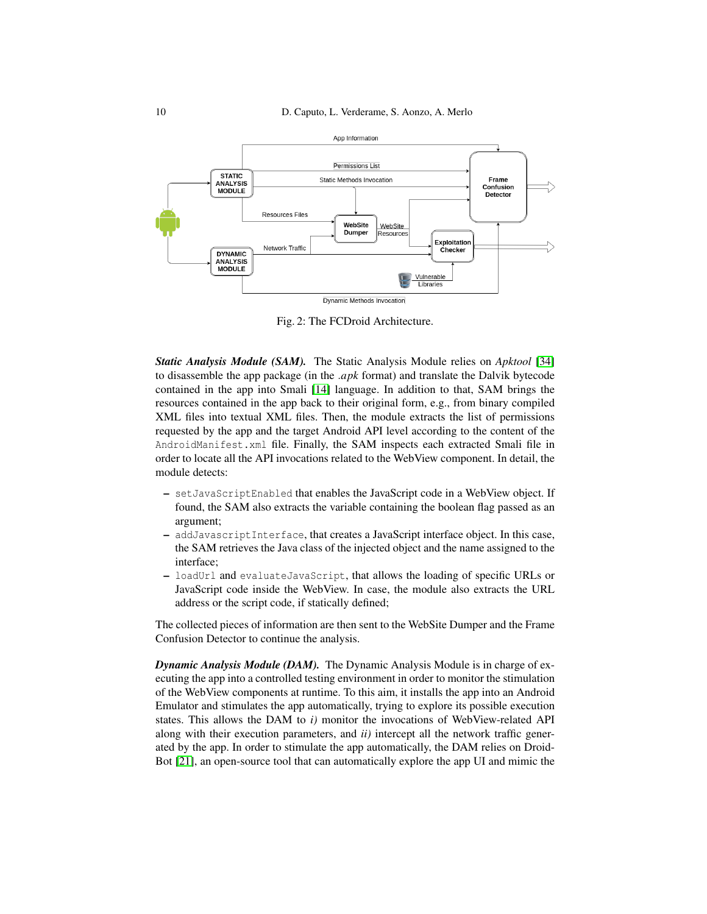Fig. 2: The FCDroid Architecture.

***Static Analysis Module (SAM).*** The Static Analysis Module relies on *Apktool* [34] to disassemble the app package (in the *.apk* format) and translate the Dalvik bytecode contained in the app into Smali [14] language. In addition to that, SAM brings the resources contained in the app back to their original form, e.g., from binary compiled XML files into textual XML files. Then, the module extracts the list of permissions requested by the app and the target Android API level according to the content of the `AndroidManifest.xml` file. Finally, the SAM inspects each extracted Smali file in order to locate all the API invocations related to the WebView component. In detail, the module detects:

- `setJavaScriptEnabled` that enables the JavaScript code in a WebView object. If found, the SAM also extracts the variable containing the boolean flag passed as an argument;
- `addJavascriptInterface`, that creates a JavaScript interface object. In this case, the SAM retrieves the Java class of the injected object and the name assigned to the interface;
- `loadUrl` and `evaluateJavaScript`, that allows the loading of specific URLs or JavaScript code inside the WebView. In case, the module also extracts the URL address or the script code, if statically defined;

The collected pieces of information are then sent to the WebSite Dumper and the Frame Confusion Detector to continue the analysis.

***Dynamic Analysis Module (DAM).*** The Dynamic Analysis Module is in charge of executing the app into a controlled testing environment in order to monitor the stimulation of the WebView components at runtime. To this aim, it installs the app into an Android Emulator and stimulates the app automatically, trying to explore its possible execution states. This allows the DAM to *i)* monitor the invocations of WebView-related API along with their execution parameters, and *ii)* intercept all the network traffic generated by the app. In order to stimulate the app automatically, the DAM relies on DroidBot [21], an open-source tool that can automatically explore the app UI and mimic the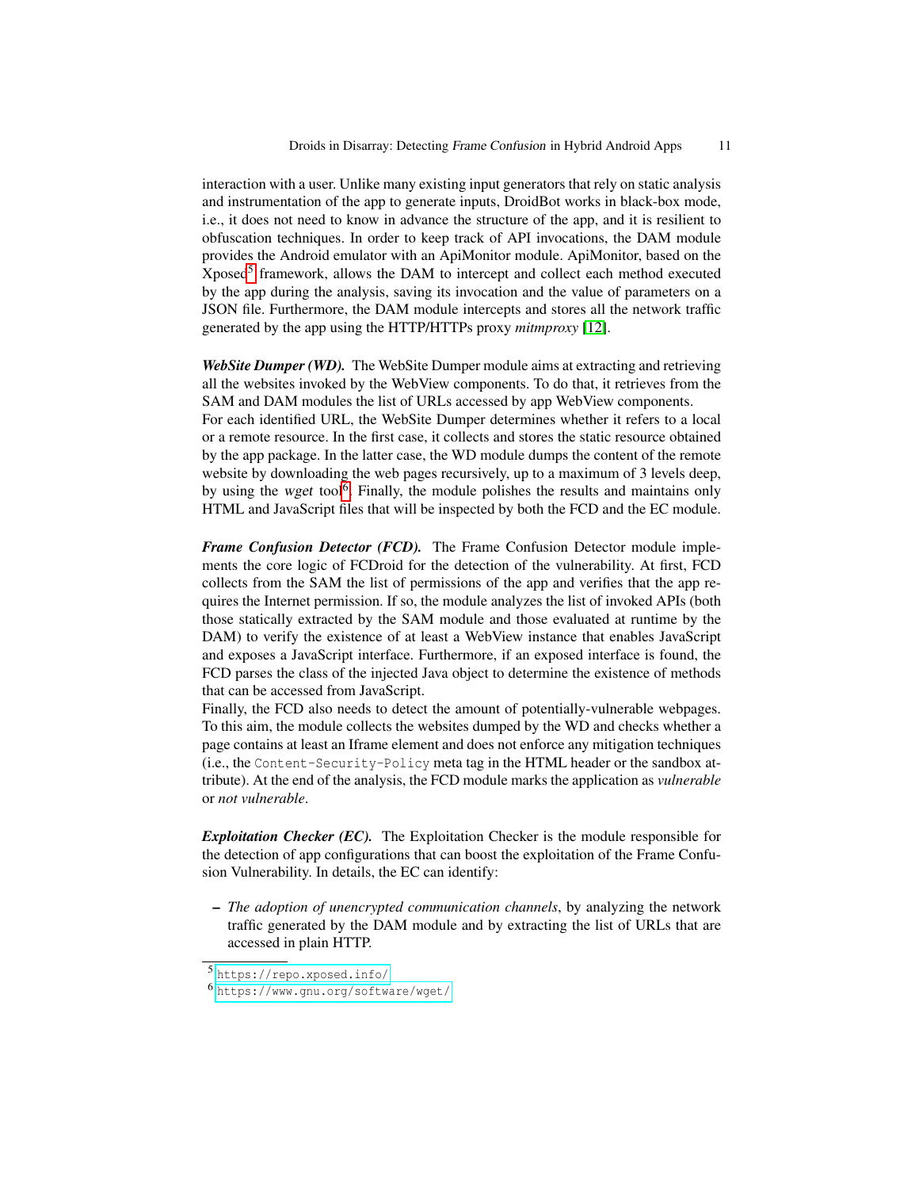interaction with a user. Unlike many existing input generators that rely on static analysis and instrumentation of the app to generate inputs, DroidBot works in black-box mode, i.e., it does not need to know in advance the structure of the app, and it is resilient to obfuscation techniques. In order to keep track of API invocations, the DAM module provides the Android emulator with an ApiMonitor module. ApiMonitor, based on the Xposed[5] framework, allows the DAM to intercept and collect each method executed by the app during the analysis, saving its invocation and the value of parameters on a JSON file. Furthermore, the DAM module intercepts and stores all the network traffic generated by the app using the HTTP/HTTPs proxy *mitmproxy* [12].

***WebSite Dumper (WD).*** The WebSite Dumper module aims at extracting and retrieving all the websites invoked by the WebView components. To do that, it retrieves from the SAM and DAM modules the list of URLs accessed by app WebView components.
For each identified URL, the WebSite Dumper determines whether it refers to a local or a remote resource. In the first case, it collects and stores the static resource obtained by the app package. In the latter case, the WD module dumps the content of the remote website by downloading the web pages recursively, up to a maximum of 3 levels deep, by using the *wget* tool[6]. Finally, the module polishes the results and maintains only HTML and JavaScript files that will be inspected by both the FCD and the EC module.

***Frame Confusion Detector (FCD).*** The Frame Confusion Detector module implements the core logic of FCDroid for the detection of the vulnerability. At first, FCD collects from the SAM the list of permissions of the app and verifies that the app requires the Internet permission. If so, the module analyzes the list of invoked APIs (both those statically extracted by the SAM module and those evaluated at runtime by the DAM) to verify the existence of at least a WebView instance that enables JavaScript and exposes a JavaScript interface. Furthermore, if an exposed interface is found, the FCD parses the class of the injected Java object to determine the existence of methods that can be accessed from JavaScript.
Finally, the FCD also needs to detect the amount of potentially-vulnerable webpages. To this aim, the module collects the websites dumped by the WD and checks whether a page contains at least an Iframe element and does not enforce any mitigation techniques (i.e., the `Content-Security-Policy` meta tag in the HTML header or the sandbox attribute). At the end of the analysis, the FCD module marks the application as *vulnerable* or *not vulnerable*.

***Exploitation Checker (EC).*** The Exploitation Checker is the module responsible for the detection of app configurations that can boost the exploitation of the Frame Confusion Vulnerability. In details, the EC can identify:

- *The adoption of unencrypted communication channels*, by analyzing the network traffic generated by the DAM module and by extracting the list of URLs that are accessed in plain HTTP.

[5] https://repo.xposed.info/
[6] https://www.gnu.org/software/wget/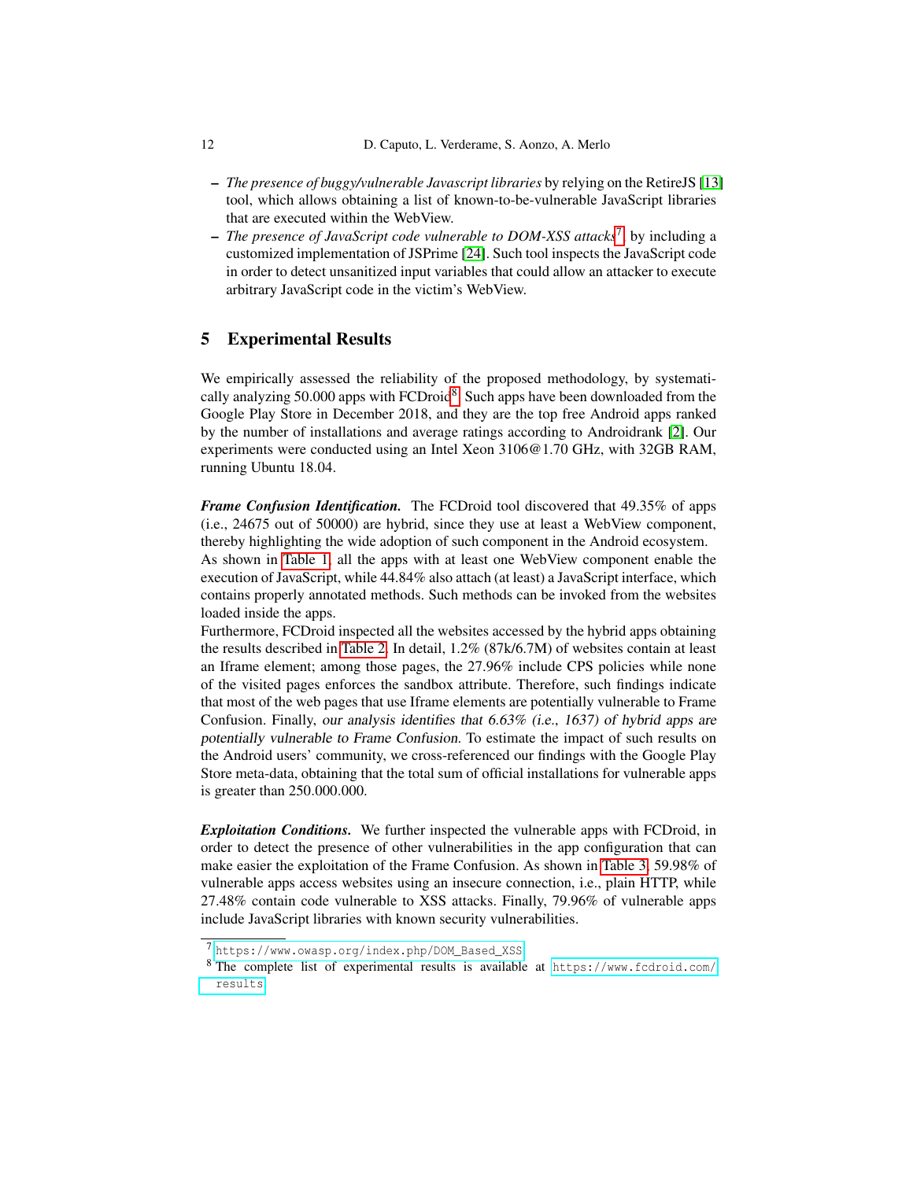- *The presence of buggy/vulnerable Javascript libraries* by relying on the RetireJS [13] tool, which allows obtaining a list of known-to-be-vulnerable JavaScript libraries that are executed within the WebView.
- *The presence of JavaScript code vulnerable to DOM-XSS attacks*[7] by including a customized implementation of JSPrime [24]. Such tool inspects the JavaScript code in order to detect unsanitized input variables that could allow an attacker to execute arbitrary JavaScript code in the victim's WebView.

## 5 Experimental Results

We empirically assessed the reliability of the proposed methodology, by systematically analyzing 50.000 apps with FCDroid[8]. Such apps have been downloaded from the Google Play Store in December 2018, and they are the top free Android apps ranked by the number of installations and average ratings according to Androidrank [2]. Our experiments were conducted using an Intel Xeon 3106@1.70 GHz, with 32GB RAM, running Ubuntu 18.04.

***Frame Confusion Identification.*** The FCDroid tool discovered that 49.35% of apps (i.e., 24675 out of 50000) are hybrid, since they use at least a WebView component, thereby highlighting the wide adoption of such component in the Android ecosystem. As shown in Table 1, all the apps with at least one WebView component enable the execution of JavaScript, while 44.84% also attach (at least) a JavaScript interface, which contains properly annotated methods. Such methods can be invoked from the websites loaded inside the apps.
Furthermore, FCDroid inspected all the websites accessed by the hybrid apps obtaining the results described in Table 2. In detail, 1.2% (87k/6.7M) of websites contain at least an Iframe element; among those pages, the 27.96% include CPS policies while none of the visited pages enforces the sandbox attribute. Therefore, such findings indicate that most of the web pages that use Iframe elements are potentially vulnerable to Frame Confusion. Finally, *our analysis identifies that 6.63% (i.e., 1637) of hybrid apps are potentially vulnerable to Frame Confusion*. To estimate the impact of such results on the Android users' community, we cross-referenced our findings with the Google Play Store meta-data, obtaining that the total sum of official installations for vulnerable apps is greater than 250.000.000.

***Exploitation Conditions.*** We further inspected the vulnerable apps with FCDroid, in order to detect the presence of other vulnerabilities in the app configuration that can make easier the exploitation of the Frame Confusion. As shown in Table 3, 59.98% of vulnerable apps access websites using an insecure connection, i.e., plain HTTP, while 27.48% contain code vulnerable to XSS attacks. Finally, 79.96% of vulnerable apps include JavaScript libraries with known security vulnerabilities.

---

[7] `https://www.owasp.org/index.php/DOM_Based_XSS`

[8] The complete list of experimental results is available at `https://www.fcdroid.com/results`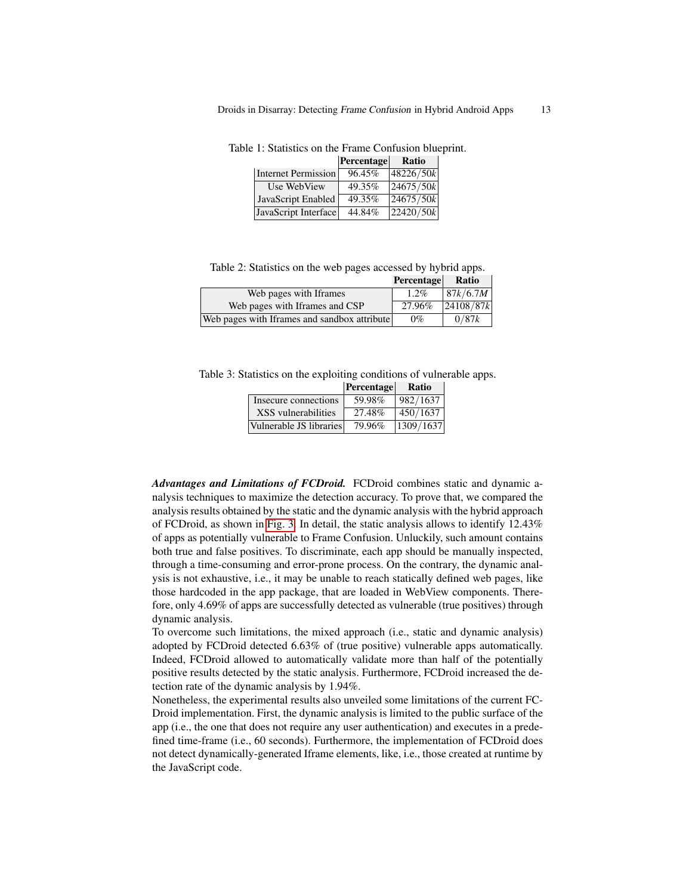Table 1: Statistics on the Frame Confusion blueprint.

| | Percentage | Ratio |
|---|---|---|
| Internet Permission | 96.45% | $48226/50k$ |
| Use WebView | 49.35% | $24675/50k$ |
| JavaScript Enabled | 49.35% | $24675/50k$ |
| JavaScript Interface | 44.84% | $22420/50k$ |

Table 2: Statistics on the web pages accessed by hybrid apps.

| | Percentage | Ratio |
|---|---|---|
| Web pages with Iframes | 1.2% | $87k/6.7M$ |
| Web pages with Iframes and CSP | 27.96% | $24108/87k$ |
| Web pages with Iframes and sandbox attribute | 0% | $0/87k$ |

Table 3: Statistics on the exploiting conditions of vulnerable apps.

| | Percentage | Ratio |
|---|---|---|
| Insecure connections | 59.98% | $982/1637$ |
| XSS vulnerabilities | 27.48% | $450/1637$ |
| Vulnerable JS libraries | 79.96% | $1309/1637$ |

***Advantages and Limitations of FCDroid.*** FCDroid combines static and dynamic analysis techniques to maximize the detection accuracy. To prove that, we compared the analysis results obtained by the static and the dynamic analysis with the hybrid approach of FCDroid, as shown in Fig. 3. In detail, the static analysis allows to identify 12.43% of apps as potentially vulnerable to Frame Confusion. Unluckily, such amount contains both true and false positives. To discriminate, each app should be manually inspected, through a time-consuming and error-prone process. On the contrary, the dynamic analysis is not exhaustive, i.e., it may be unable to reach statically defined web pages, like those hardcoded in the app package, that are loaded in WebView components. Therefore, only 4.69% of apps are successfully detected as vulnerable (true positives) through dynamic analysis.

To overcome such limitations, the mixed approach (i.e., static and dynamic analysis) adopted by FCDroid detected 6.63% of (true positive) vulnerable apps automatically. Indeed, FCDroid allowed to automatically validate more than half of the potentially positive results detected by the static analysis. Furthermore, FCDroid increased the detection rate of the dynamic analysis by 1.94%.

Nonetheless, the experimental results also unveiled some limitations of the current FCDroid implementation. First, the dynamic analysis is limited to the public surface of the app (i.e., the one that does not require any user authentication) and executes in a predefined time-frame (i.e., 60 seconds). Furthermore, the implementation of FCDroid does not detect dynamically-generated Iframe elements, like, i.e., those created at runtime by the JavaScript code.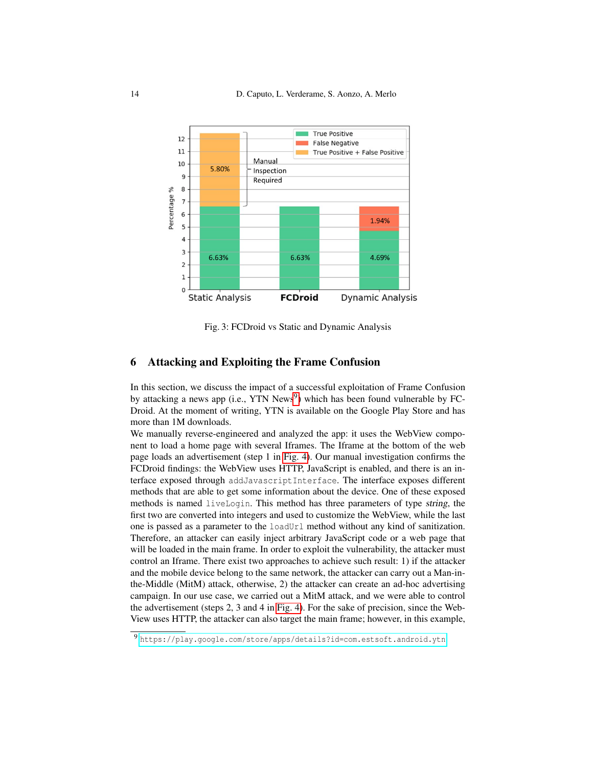Fig. 3: FCDroid vs Static and Dynamic Analysis

## 6 Attacking and Exploiting the Frame Confusion

In this section, we discuss the impact of a successful exploitation of Frame Confusion by attacking a news app (i.e., YTN News[9]) which has been found vulnerable by FCDroid. At the moment of writing, YTN is available on the Google Play Store and has more than 1M downloads.

We manually reverse-engineered and analyzed the app: it uses the WebView component to load a home page with several Iframes. The Iframe at the bottom of the web page loads an advertisement (step 1 in Fig. 4). Our manual investigation confirms the FCDroid findings: the WebView uses HTTP, JavaScript is enabled, and there is an interface exposed through `addJavascriptInterface`. The interface exposes different methods that are able to get some information about the device. One of these exposed methods is named `liveLogin`. This method has three parameters of type *string*, the first two are converted into integers and used to customize the WebView, while the last one is passed as a parameter to the `loadUrl` method without any kind of sanitization. Therefore, an attacker can easily inject arbitrary JavaScript code or a web page that will be loaded in the main frame. In order to exploit the vulnerability, the attacker must control an Iframe. There exist two approaches to achieve such result: 1) if the attacker and the mobile device belong to the same network, the attacker can carry out a Man-in-the-Middle (MitM) attack, otherwise, 2) the attacker can create an ad-hoc advertising campaign. In our use case, we carried out a MitM attack, and we were able to control the advertisement (steps 2, 3 and 4 in Fig. 4). For the sake of precision, since the WebView uses HTTP, the attacker can also target the main frame; however, in this example,

[9] https://play.google.com/store/apps/details?id=com.estsoft.android.ytn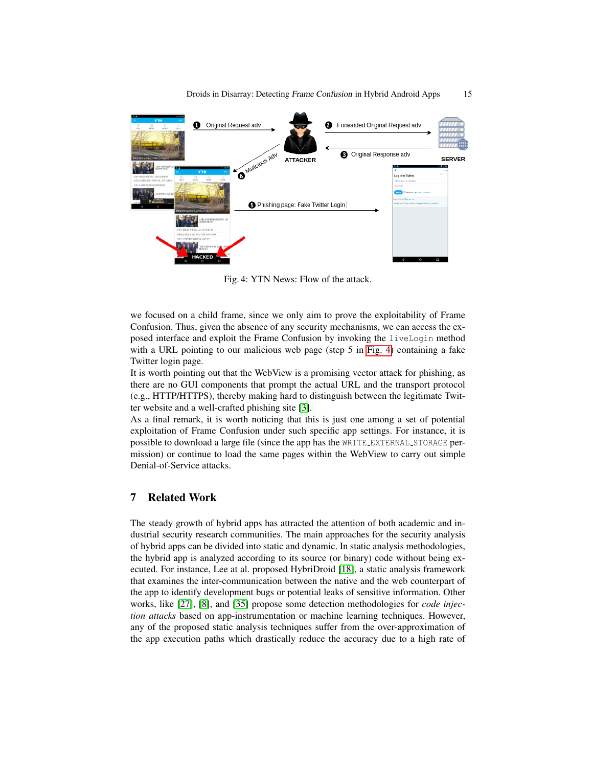Fig. 4: YTN News: Flow of the attack.

we focused on a child frame, since we only aim to prove the exploitability of Frame Confusion. Thus, given the absence of any security mechanisms, we can access the exposed interface and exploit the Frame Confusion by invoking the `liveLogin` method with a URL pointing to our malicious web page (step 5 in Fig. 4) containing a fake Twitter login page.

It is worth pointing out that the WebView is a promising vector attack for phishing, as there are no GUI components that prompt the actual URL and the transport protocol (e.g., HTTP/HTTPS), thereby making hard to distinguish between the legitimate Twitter website and a well-crafted phishing site [3].

As a final remark, it is worth noticing that this is just one among a set of potential exploitation of Frame Confusion under such specific app settings. For instance, it is possible to download a large file (since the app has the `WRITE_EXTERNAL_STORAGE` permission) or continue to load the same pages within the WebView to carry out simple Denial-of-Service attacks.

## 7 Related Work

The steady growth of hybrid apps has attracted the attention of both academic and industrial security research communities. The main approaches for the security analysis of hybrid apps can be divided into static and dynamic. In static analysis methodologies, the hybrid app is analyzed according to its source (or binary) code without being executed. For instance, Lee at al. proposed HybriDroid [18], a static analysis framework that examines the inter-communication between the native and the web counterpart of the app to identify development bugs or potential leaks of sensitive information. Other works, like [27], [8], and [35] propose some detection methodologies for *code injection attacks* based on app-instrumentation or machine learning techniques. However, any of the proposed static analysis techniques suffer from the over-approximation of the app execution paths which drastically reduce the accuracy due to a high rate of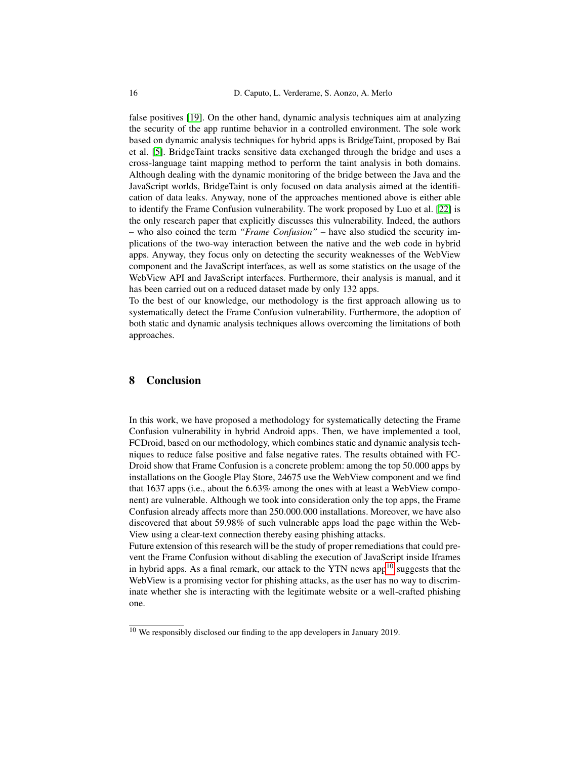false positives [19]. On the other hand, dynamic analysis techniques aim at analyzing the security of the app runtime behavior in a controlled environment. The sole work based on dynamic analysis techniques for hybrid apps is BridgeTaint, proposed by Bai et al. [5]. BridgeTaint tracks sensitive data exchanged through the bridge and uses a cross-language taint mapping method to perform the taint analysis in both domains. Although dealing with the dynamic monitoring of the bridge between the Java and the JavaScript worlds, BridgeTaint is only focused on data analysis aimed at the identification of data leaks. Anyway, none of the approaches mentioned above is either able to identify the Frame Confusion vulnerability. The work proposed by Luo et al. [22] is the only research paper that explicitly discusses this vulnerability. Indeed, the authors – who also coined the term *"Frame Confusion"* – have also studied the security implications of the two-way interaction between the native and the web code in hybrid apps. Anyway, they focus only on detecting the security weaknesses of the WebView component and the JavaScript interfaces, as well as some statistics on the usage of the WebView API and JavaScript interfaces. Furthermore, their analysis is manual, and it has been carried out on a reduced dataset made by only 132 apps.
To the best of our knowledge, our methodology is the first approach allowing us to systematically detect the Frame Confusion vulnerability. Furthermore, the adoption of both static and dynamic analysis techniques allows overcoming the limitations of both approaches.

## 8 Conclusion

In this work, we have proposed a methodology for systematically detecting the Frame Confusion vulnerability in hybrid Android apps. Then, we have implemented a tool, FCDroid, based on our methodology, which combines static and dynamic analysis techniques to reduce false positive and false negative rates. The results obtained with FCDroid show that Frame Confusion is a concrete problem: among the top 50.000 apps by installations on the Google Play Store, 24675 use the WebView component and we find that 1637 apps (i.e., about the 6.63% among the ones with at least a WebView component) are vulnerable. Although we took into consideration only the top apps, the Frame Confusion already affects more than 250.000.000 installations. Moreover, we have also discovered that about 59.98% of such vulnerable apps load the page within the WebView using a clear-text connection thereby easing phishing attacks.
Future extension of this research will be the study of proper remediations that could prevent the Frame Confusion without disabling the execution of JavaScript inside Iframes in hybrid apps. As a final remark, our attack to the YTN news app[10] suggests that the WebView is a promising vector for phishing attacks, as the user has no way to discriminate whether she is interacting with the legitimate website or a well-crafted phishing one.

[10] We responsibly disclosed our finding to the app developers in January 2019.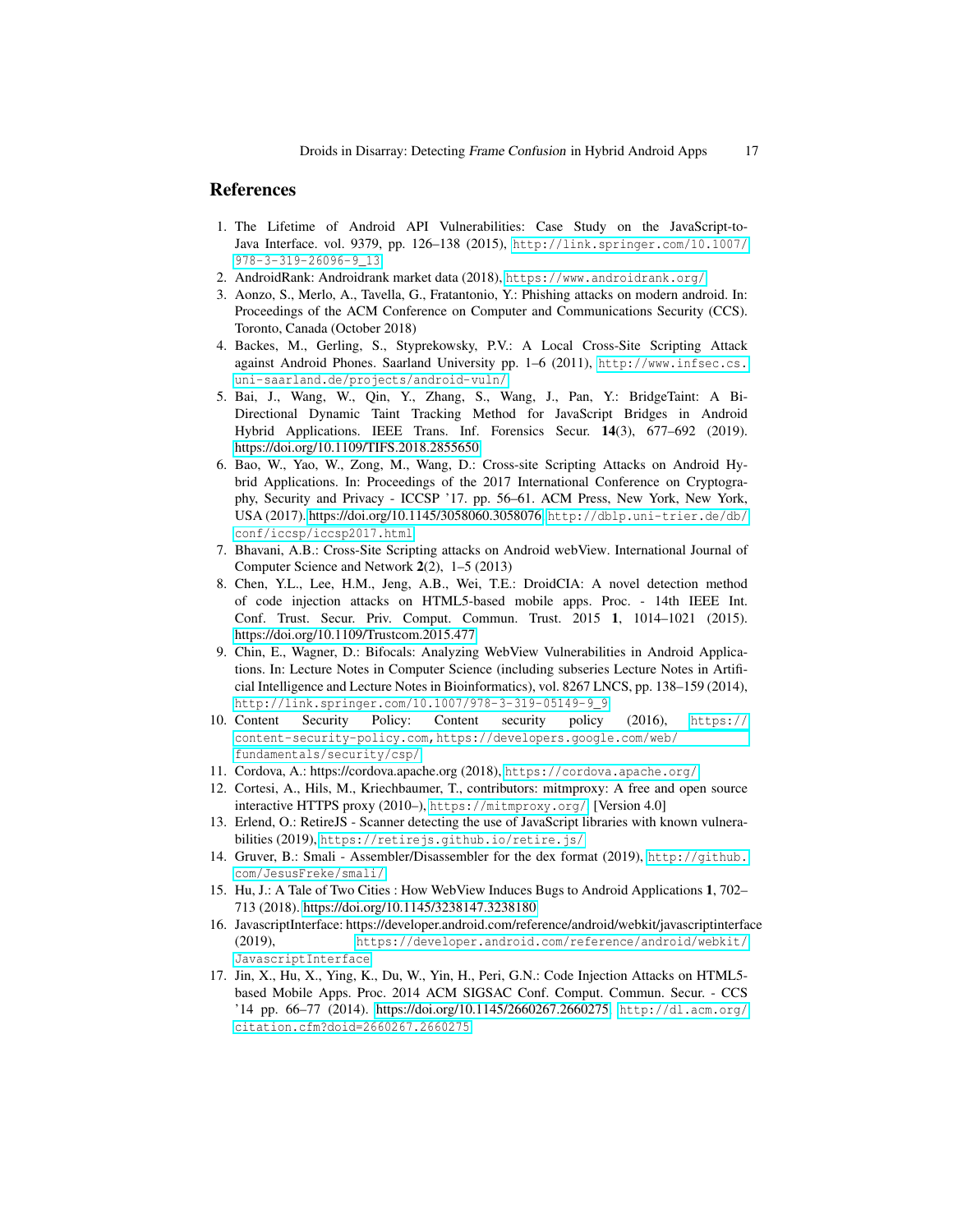## References

1. The Lifetime of Android API Vulnerabilities: Case Study on the JavaScript-to-Java Interface. vol. 9379, pp. 126–138 (2015), http://link.springer.com/10.1007/978-3-319-26096-9_13
2. AndroidRank: Androidrank market data (2018), https://www.androidrank.org/
3. Aonzo, S., Merlo, A., Tavella, G., Fratantonio, Y.: Phishing attacks on modern android. In: Proceedings of the ACM Conference on Computer and Communications Security (CCS). Toronto, Canada (October 2018)
4. Backes, M., Gerling, S., Styprekowsky, P.V.: A Local Cross-Site Scripting Attack against Android Phones. Saarland University pp. 1–6 (2011), http://www.infsec.cs.uni-saarland.de/projects/android-vuln/
5. Bai, J., Wang, W., Qin, Y., Zhang, S., Wang, J., Pan, Y.: BridgeTaint: A Bi-Directional Dynamic Taint Tracking Method for JavaScript Bridges in Android Hybrid Applications. IEEE Trans. Inf. Forensics Secur. **14**(3), 677–692 (2019). https://doi.org/10.1109/TIFS.2018.2855650
6. Bao, W., Yao, W., Zong, M., Wang, D.: Cross-site Scripting Attacks on Android Hybrid Applications. In: Proceedings of the 2017 International Conference on Cryptography, Security and Privacy - ICCSP '17. pp. 56–61. ACM Press, New York, New York, USA (2017). https://doi.org/10.1145/3058060.3058076, http://dblp.uni-trier.de/db/conf/iccsp/iccsp2017.html
7. Bhavani, A.B.: Cross-Site Scripting attacks on Android webView. International Journal of Computer Science and Network **2**(2), 1–5 (2013)
8. Chen, Y.L., Lee, H.M., Jeng, A.B., Wei, T.E.: DroidCIA: A novel detection method of code injection attacks on HTML5-based mobile apps. Proc. - 14th IEEE Int. Conf. Trust. Secur. Priv. Comput. Commun. Trust. 2015 **1**, 1014–1021 (2015). https://doi.org/10.1109/Trustcom.2015.477
9. Chin, E., Wagner, D.: Bifocals: Analyzing WebView Vulnerabilities in Android Applications. In: Lecture Notes in Computer Science (including subseries Lecture Notes in Artificial Intelligence and Lecture Notes in Bioinformatics), vol. 8267 LNCS, pp. 138–159 (2014), http://link.springer.com/10.1007/978-3-319-05149-9_9
10. Content Security Policy: Content security policy (2016), https://content-security-policy.com,https://developers.google.com/web/fundamentals/security/csp/
11. Cordova, A.: https://cordova.apache.org (2018), https://cordova.apache.org/
12. Cortesi, A., Hils, M., Kriechbaumer, T., contributors: mitmproxy: A free and open source interactive HTTPS proxy (2010–), https://mitmproxy.org/, [Version 4.0]
13. Erlend, O.: RetireJS - Scanner detecting the use of JavaScript libraries with known vulnerabilities (2019), https://retirejs.github.io/retire.js/
14. Gruver, B.: Smali - Assembler/Disassembler for the dex format (2019), http://github.com/JesusFreke/smali/
15. Hu, J.: A Tale of Two Cities : How WebView Induces Bugs to Android Applications **1**, 702–713 (2018). https://doi.org/10.1145/3238147.3238180
16. JavascriptInterface: https://developer.android.com/reference/android/webkit/javascriptinterface (2019), https://developer.android.com/reference/android/webkit/JavascriptInterface
17. Jin, X., Hu, X., Ying, K., Du, W., Yin, H., Peri, G.N.: Code Injection Attacks on HTML5-based Mobile Apps. Proc. 2014 ACM SIGSAC Conf. Comput. Commun. Secur. - CCS '14 pp. 66–77 (2014). https://doi.org/10.1145/2660267.2660275, http://dl.acm.org/citation.cfm?doid=2660267.2660275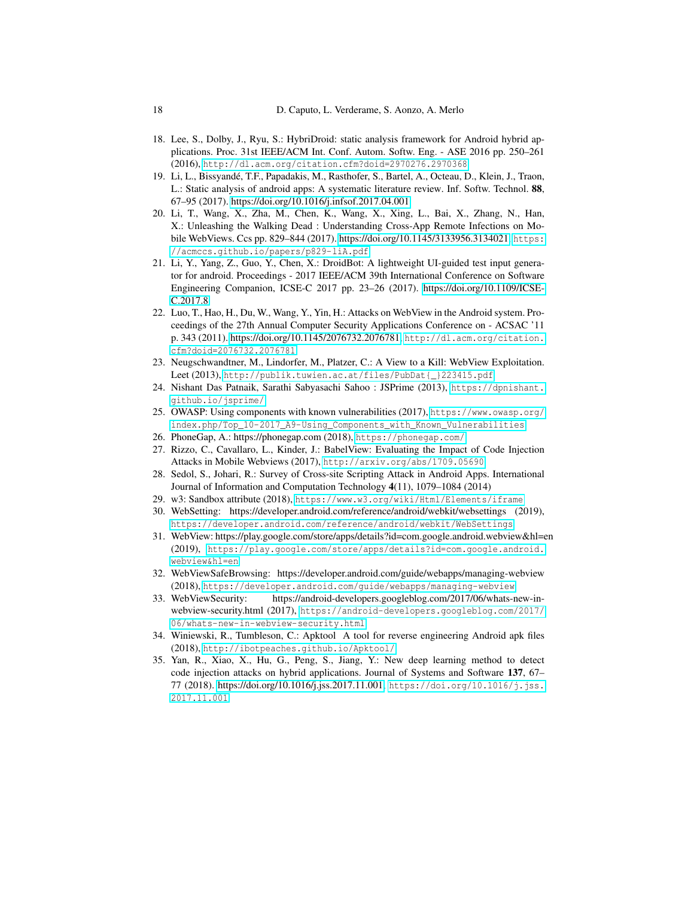18. Lee, S., Dolby, J., Ryu, S.: HybriDroid: static analysis framework for Android hybrid applications. Proc. 31st IEEE/ACM Int. Conf. Autom. Softw. Eng. - ASE 2016 pp. 250–261 (2016), http://dl.acm.org/citation.cfm?doid=2970276.2970368
19. Li, L., Bissyandé, T.F., Papadakis, M., Rasthofer, S., Bartel, A., Octeau, D., Klein, J., Traon, L.: Static analysis of android apps: A systematic literature review. Inf. Softw. Technol. **88**, 67–95 (2017). https://doi.org/10.1016/j.infsof.2017.04.001
20. Li, T., Wang, X., Zha, M., Chen, K., Wang, X., Xing, L., Bai, X., Zhang, N., Han, X.: Unleashing the Walking Dead : Understanding Cross-App Remote Infections on Mobile WebViews. Ccs pp. 829–844 (2017). https://doi.org/10.1145/3133956.3134021, https://acmccs.github.io/papers/p829-liA.pdf
21. Li, Y., Yang, Z., Guo, Y., Chen, X.: DroidBot: A lightweight UI-guided test input generator for android. Proceedings - 2017 IEEE/ACM 39th International Conference on Software Engineering Companion, ICSE-C 2017 pp. 23–26 (2017). https://doi.org/10.1109/ICSE-C.2017.8
22. Luo, T., Hao, H., Du, W., Wang, Y., Yin, H.: Attacks on WebView in the Android system. Proceedings of the 27th Annual Computer Security Applications Conference on - ACSAC '11 p. 343 (2011). https://doi.org/10.1145/2076732.2076781, http://dl.acm.org/citation.cfm?doid=2076732.2076781
23. Neugschwandtner, M., Lindorfer, M., Platzer, C.: A View to a Kill: WebView Exploitation. Leet (2013), http://publik.tuwien.ac.at/files/PubDat{_}223415.pdf
24. Nishant Das Patnaik, Sarathi Sabyasachi Sahoo : JSPrime (2013), https://dpnishant.github.io/jsprime/
25. OWASP: Using components with known vulnerabilities (2017), https://www.owasp.org/index.php/Top_10-2017_A9-Using_Components_with_Known_Vulnerabilities
26. PhoneGap, A.: https://phonegap.com (2018), https://phonegap.com/
27. Rizzo, C., Cavallaro, L., Kinder, J.: BabelView: Evaluating the Impact of Code Injection Attacks in Mobile Webviews (2017), http://arxiv.org/abs/1709.05690
28. Sedol, S., Johari, R.: Survey of Cross-site Scripting Attack in Android Apps. International Journal of Information and Computation Technology **4**(11), 1079–1084 (2014)
29. w3: Sandbox attribute (2018), https://www.w3.org/wiki/Html/Elements/iframe
30. WebSetting: https://developer.android.com/reference/android/webkit/websettings (2019), https://developer.android.com/reference/android/webkit/WebSettings
31. WebView: https://play.google.com/store/apps/details?id=com.google.android.webview&hl=en (2019), https://play.google.com/store/apps/details?id=com.google.android.webview&hl=en
32. WebViewSafeBrowsing: https://developer.android.com/guide/webapps/managing-webview (2018), https://developer.android.com/guide/webapps/managing-webview
33. WebViewSecurity: https://android-developers.googleblog.com/2017/06/whats-new-in-webview-security.html (2017), https://android-developers.googleblog.com/2017/06/whats-new-in-webview-security.html
34. Winiewski, R., Tumbleson, C.: Apktool A tool for reverse engineering Android apk files (2018), http://ibotpeaches.github.io/Apktool/
35. Yan, R., Xiao, X., Hu, G., Peng, S., Jiang, Y.: New deep learning method to detect code injection attacks on hybrid applications. Journal of Systems and Software **137**, 67–77 (2018). https://doi.org/10.1016/j.jss.2017.11.001, https://doi.org/10.1016/j.jss.2017.11.001